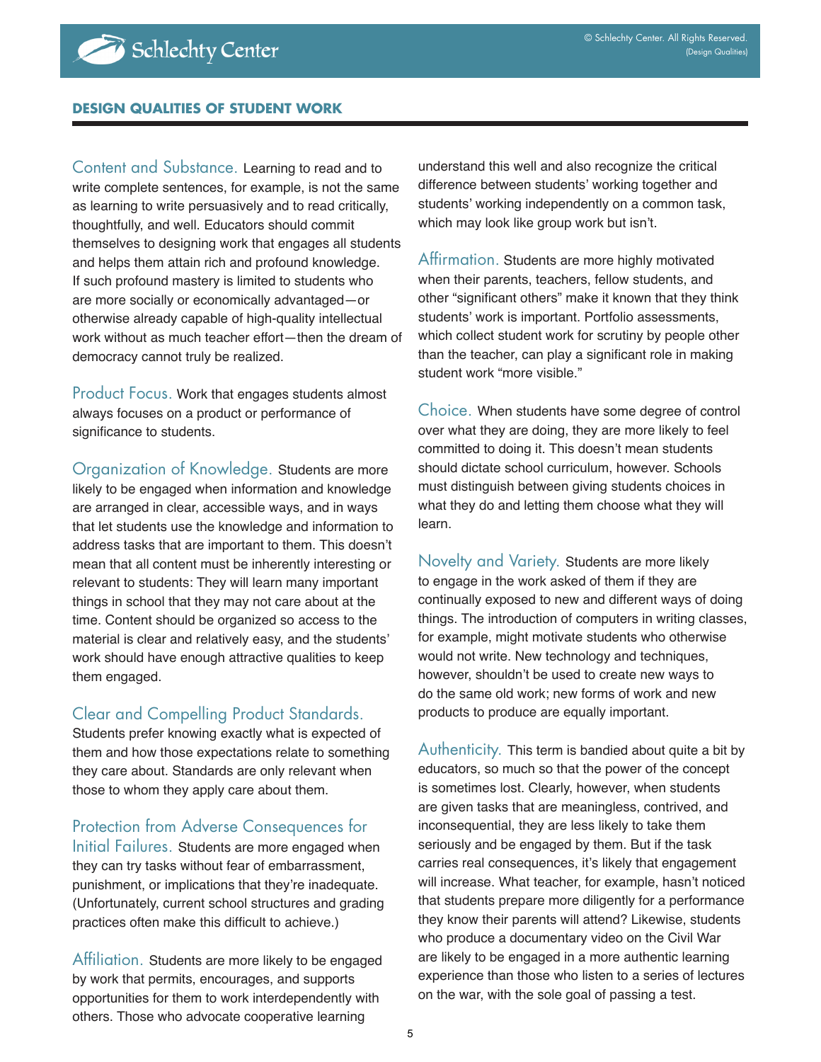## DESIGN QUALITIES OF STUDENT WORK

**Content and Substance.** Learning to read and to write complete sentences, for example, is not the same as learning to write persuasively and to read critically, thoughtfully, and well. Educators should commit themselves to designing work that engages all students and helps them attain rich and profound knowledge. If such profound mastery is limited to students who are more socially or economically advantaged—or otherwise already capable of high-quality intellectual work without as much teacher effort—then the dream of democracy cannot truly be realized.

**Product Focus.** Work that engages students almost always focuses on a product or performance of significance to students.

**Organization of Knowledge.** Students are more likely to be engaged when information and knowledge are arranged in clear, accessible ways, and in ways that let students use the knowledge and information to address tasks that are important to them. This doesn't mean that all content must be inherently interesting or relevant to students: They will learn many important things in school that they may not care about at the time. Content should be organized so access to the material is clear and relatively easy, and the students' work should have enough attractive qualities to keep them engaged.

**Clear and Compelling Product Standards.** Students prefer knowing exactly what is expected of them and how those expectations relate to something they care about. Standards are only relevant when those to whom they apply care about them.

**Protection from Adverse Consequences for Initial Failures.** Students are more engaged when they can try tasks without fear of embarrassment, punishment, or implications that they're inadequate. (Unfortunately, current school structures and grading practices often make this difficult to achieve.)

**Affiliation.** Students are more likely to be engaged by work that permits, encourages, and supports opportunities for them to work interdependently with others. Those who advocate cooperative learning understand this well and also recognize the critical difference between students' working together and students' working independently on a common task, which may look like group work but isn't.

**Affirmation.** Students are more highly motivated when their parents, teachers, fellow students, and other "significant others" make it known that they think students' work is important. Portfolio assessments, which collect student work for scrutiny by people other than the teacher, can play a significant role in making student work "more visible."

**Choice.** When students have some degree of control over what they are doing, they are more likely to feel committed to doing it. This doesn't mean students should dictate school curriculum, however. Schools must distinguish between giving students choices in what they do and letting them choose what they will learn.

**Novelty and Variety.** Students are more likely to engage in the work asked of them if they are continually exposed to new and different ways of doing things. The introduction of computers in writing classes, for example, might motivate students who otherwise would not write. New technology and techniques, however, shouldn't be used to create new ways to do the same old work; new forms of work and new products to produce are equally important.

**Authenticity.** This term is bandied about quite a bit by educators, so much so that the power of the concept is sometimes lost. Clearly, however, when students are given tasks that are meaningless, contrived, and inconsequential, they are less likely to take them seriously and be engaged by them. But if the task carries real consequences, it's likely that engagement will increase. What teacher, for example, hasn't noticed that students prepare more diligently for a performance they know their parents will attend? Likewise, students who produce a documentary video on the Civil War are likely to be engaged in a more authentic learning experience than those who listen to a series of lectures on the war, with the sole goal of passing a test.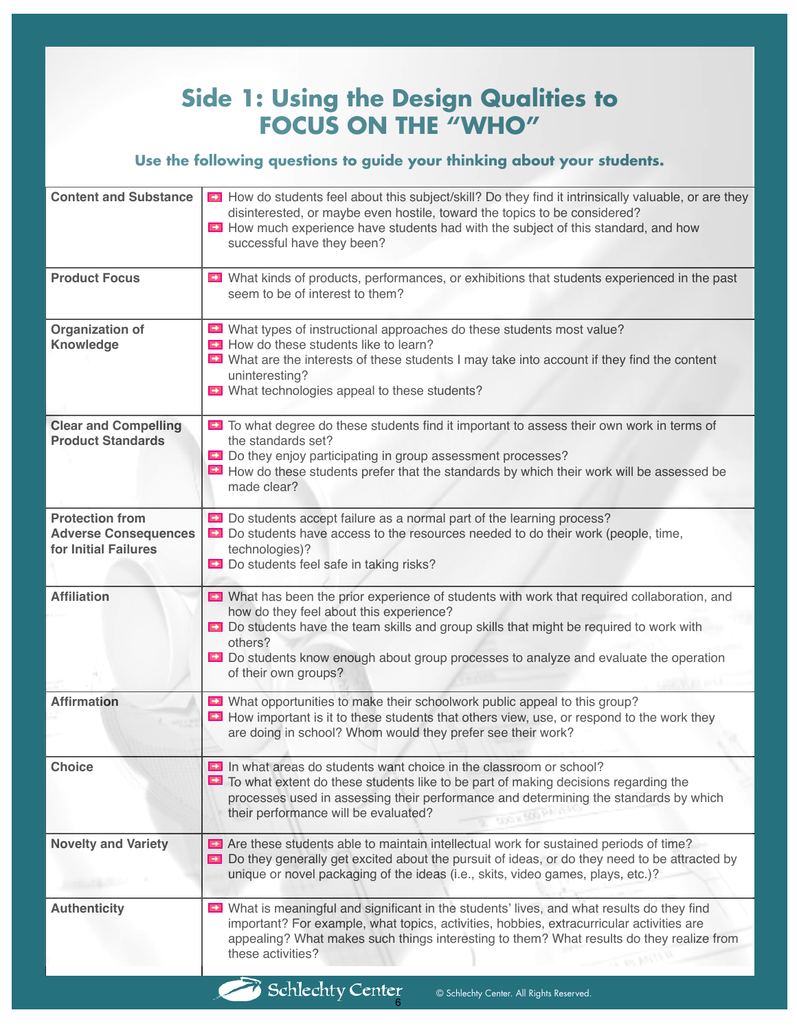# Side 1: Using the Design Qualities to FOCUS ON THE "WHO"

### Use the following questions to guide your thinking about your students.

| | |
|---|---|
| **Content and Substance** | ➡ How do students feel about this subject/skill? Do they find it intrinsically valuable, or are they disinterested, or maybe even hostile, toward the topics to be considered?<br>➡ How much experience have students had with the subject of this standard, and how successful have they been? |
| **Product Focus** | ➡ What kinds of products, performances, or exhibitions that students experienced in the past seem to be of interest to them? |
| **Organization of Knowledge** | ➡ What types of instructional approaches do these students most value?<br>➡ How do these students like to learn?<br>➡ What are the interests of these students I may take into account if they find the content uninteresting?<br>➡ What technologies appeal to these students? |
| **Clear and Compelling Product Standards** | ➡ To what degree do these students find it important to assess their own work in terms of the standards set?<br>➡ Do they enjoy participating in group assessment processes?<br>➡ How do these students prefer that the standards by which their work will be assessed be made clear? |
| **Protection from Adverse Consequences for Initial Failures** | ➡ Do students accept failure as a normal part of the learning process?<br>➡ Do students have access to the resources needed to do their work (people, time, technologies)?<br>➡ Do students feel safe in taking risks? |
| **Affiliation** | ➡ What has been the prior experience of students with work that required collaboration, and how do they feel about this experience?<br>➡ Do students have the team skills and group skills that might be required to work with others?<br>➡ Do students know enough about group processes to analyze and evaluate the operation of their own groups? |
| **Affirmation** | ➡ What opportunities to make their schoolwork public appeal to this group?<br>➡ How important is it to these students that others view, use, or respond to the work they are doing in school? Whom would they prefer see their work? |
| **Choice** | ➡ In what areas do students want choice in the classroom or school?<br>➡ To what extent do these students like to be part of making decisions regarding the processes used in assessing their performance and determining the standards by which their performance will be evaluated? |
| **Novelty and Variety** | ➡ Are these students able to maintain intellectual work for sustained periods of time?<br>➡ Do they generally get excited about the pursuit of ideas, or do they need to be attracted by unique or novel packaging of the ideas (i.e., skits, video games, plays, etc.)? |
| **Authenticity** | ➡ What is meaningful and significant in the students' lives, and what results do they find important? For example, what topics, activities, hobbies, extracurricular activities are appealing? What makes such things interesting to them? What results do they realize from these activities? |

Schlechty Center © Schlechty Center. All Rights Reserved.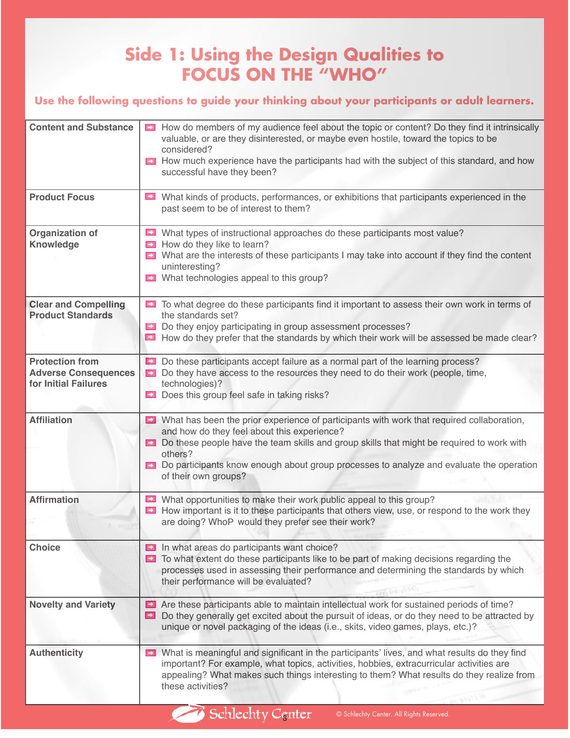# Side 1: Using the Design Qualities to FOCUS ON THE "WHO"

**Use the following questions to guide your thinking about your participants or adult learners.**

| | |
|---|---|
| **Content and Substance** | ➡ How do members of my audience feel about the topic or content? Do they find it intrinsically valuable, or are they disinterested, or maybe even hostile, toward the topics to be considered?<br>➡ How much experience have the participants had with the subject of this standard, and how successful have they been? |
| **Product Focus** | ➡ What kinds of products, performances, or exhibitions that participants experienced in the past seem to be of interest to them? |
| **Organization of Knowledge** | ➡ What types of instructional approaches do these participants most value?<br>➡ How do they like to learn?<br>➡ What are the interests of these participants I may take into account if they find the content uninteresting?<br>➡ What technologies appeal to this group? |
| **Clear and Compelling Product Standards** | ➡ To what degree do these participants find it important to assess their own work in terms of the standards set?<br>➡ Do they enjoy participating in group assessment processes?<br>➡ How do they prefer that the standards by which their work will be assessed be made clear? |
| **Protection from Adverse Consequences for Initial Failures** | ➡ Do these participants accept failure as a normal part of the learning process?<br>➡ Do they have access to the resources they need to do their work (people, time, technologies)?<br>➡ Does this group feel safe in taking risks? |
| **Affiliation** | ➡ What has been the prior experience of participants with work that required collaboration, and how do they feel about this experience?<br>➡ Do these people have the team skills and group skills that might be required to work with others?<br>➡ Do participants know enough about group processes to analyze and evaluate the operation of their own groups? |
| **Affirmation** | ➡ What opportunities to make their work public appeal to this group?<br>➡ How important is it to these participants that others view, use, or respond to the work they are doing? WhoP would they prefer see their work? |
| **Choice** | ➡ In what areas do participants want choice?<br>➡ To what extent do these participants like to be part of making decisions regarding the processes used in assessing their performance and determining the standards by which their performance will be evaluated? |
| **Novelty and Variety** | ➡ Are these participants able to maintain intellectual work for sustained periods of time?<br>➡ Do they generally get excited about the pursuit of ideas, or do they need to be attracted by unique or novel packaging of the ideas (i.e., skits, video games, plays, etc.)? |
| **Authenticity** | ➡ What is meaningful and significant in the participants' lives, and what results do they find important? For example, what topics, activities, hobbies, extracurricular activities are appealing? What makes such things interesting to them? What results do they realize from these activities? |

Schlechty Center © Schlechty Center. All Rights Reserved.